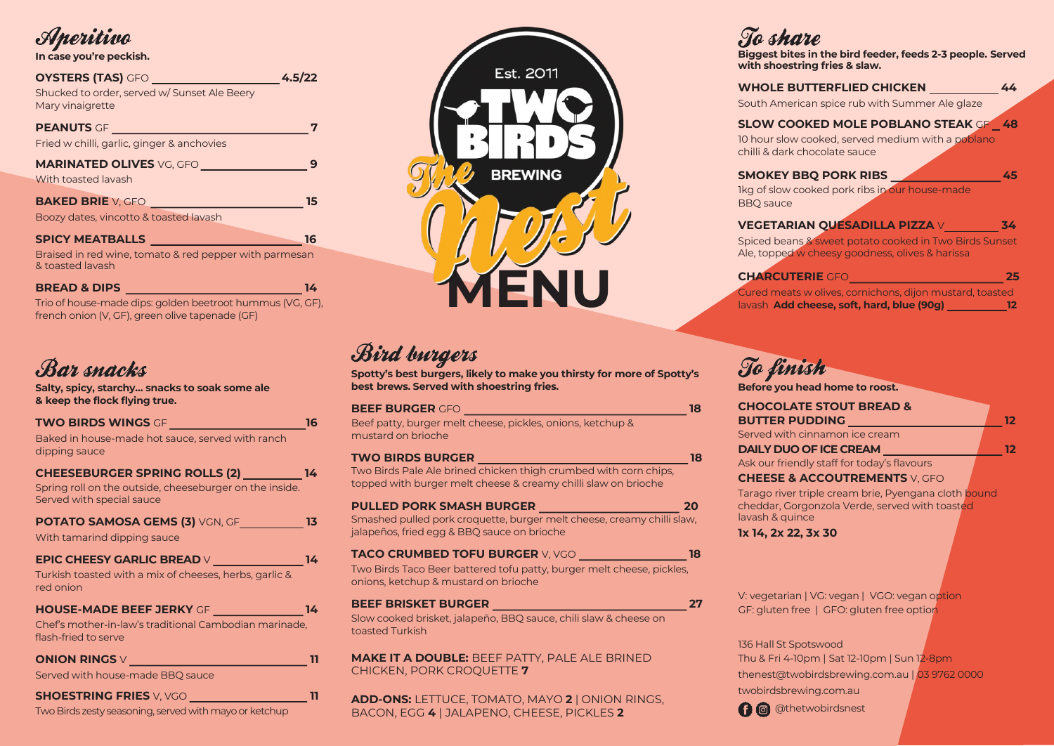# The Nest MENU

Est. 2011

TWO BIRDS BREWING

## Aperitivo

**In case you're peckish.**

**OYSTERS (TAS)** GFO — **4.5/22**
Shucked to order, served w/ Sunset Ale Beery Mary vinaigrette

**PEANUTS** GF — **7**
Fried w chilli, garlic, ginger & anchovies

**MARINATED OLIVES** VG, GFO — **9**
With toasted lavash

**BAKED BRIE** V, GFO — **15**
Boozy dates, vincotto & toasted lavash

**SPICY MEATBALLS** — **16**
Braised in red wine, tomato & red pepper with parmesan & toasted lavash

**BREAD & DIPS** — **14**
Trio of house-made dips: golden beetroot hummus (VG, GF), french onion (V, GF), green olive tapenade (GF)

## Bar snacks

**Salty, spicy, starchy... snacks to soak some ale & keep the flock flying true.**

**TWO BIRDS WINGS** GF — **16**
Baked in house-made hot sauce, served with ranch dipping sauce

**CHEESEBURGER SPRING ROLLS (2)** — **14**
Spring roll on the outside, cheeseburger on the inside. Served with special sauce

**POTATO SAMOSA GEMS (3)** VGN, GF — **13**
With tamarind dipping sauce

**EPIC CHEESY GARLIC BREAD** V — **14**
Turkish toasted with a mix of cheeses, herbs, garlic & red onion

**HOUSE-MADE BEEF JERKY** GF — **14**
Chef's mother-in-law's traditional Cambodian marinade, flash-fried to serve

**ONION RINGS** V — **11**
Served with house-made BBQ sauce

**SHOESTRING FRIES** V, VGO — **11**
Two Birds zesty seasoning, served with mayo or ketchup

## Bird burgers

**Spotty's best burgers, likely to make you thirsty for more of Spotty's best brews. Served with shoestring fries.**

**BEEF BURGER** GFO — **18**
Beef patty, burger melt cheese, pickles, onions, ketchup & mustard on brioche

**TWO BIRDS BURGER** — **18**
Two Birds Pale Ale brined chicken thigh crumbed with corn chips, topped with burger melt cheese & creamy chilli slaw on brioche

**PULLED PORK SMASH BURGER** — **20**
Smashed pulled pork croquette, burger melt cheese, creamy chilli slaw, jalapeños, fried egg & BBQ sauce on brioche

**TACO CRUMBED TOFU BURGER** V, VGO — **18**
Two Birds Taco Beer battered tofu patty, burger melt cheese, pickles, onions, ketchup & mustard on brioche

**BEEF BRISKET BURGER** — **27**
Slow cooked brisket, jalapeño, BBQ sauce, chili slaw & cheese on toasted Turkish

**MAKE IT A DOUBLE:** BEEF PATTY, PALE ALE BRINED CHICKEN, PORK CROQUETTE **7**

**ADD-ONS:** LETTUCE, TOMATO, MAYO **2** | ONION RINGS, BACON, EGG **4** | JALAPENO, CHEESE, PICKLES **2**

## To share

**Biggest bites in the bird feeder, feeds 2-3 people. Served with shoestring fries & slaw.**

**WHOLE BUTTERFLIED CHICKEN** — **44**
South American spice rub with Summer Ale glaze

**SLOW COOKED MOLE POBLANO STEAK** GF — **48**
10 hour slow cooked, served medium with a poblano chilli & dark chocolate sauce

**SMOKEY BBQ PORK RIBS** — **45**
1kg of slow cooked pork ribs in our house-made BBQ sauce

**VEGETARIAN QUESADILLA PIZZA** V — **34**
Spiced beans & sweet potato cooked in Two Birds Sunset Ale, topped w cheesy goodness, olives & harissa

**CHARCUTERIE** GFO — **25**
Cured meats w olives, cornichons, dijon mustard, toasted lavash **Add cheese, soft, hard, blue (90g)** — **12**

## To finish

**Before you head home to roost.**

**CHOCOLATE STOUT BREAD & BUTTER PUDDING** — **12**
Served with cinnamon ice cream

**DAILY DUO OF ICE CREAM** — **12**
Ask our friendly staff for today's flavours

**CHEESE & ACCOUTREMENTS** V, GFO
Tarago river triple cream brie, Pyengana cloth bound cheddar, Gorgonzola Verde, served with toasted lavash & quince
**1x 14, 2x 22, 3x 30**

V: vegetarian | VG: vegan | VGO: vegan option
GF: gluten free | GFO: gluten free option

136 Hall St Spotswood
Thu & Fri 4-10pm | Sat 12-10pm | Sun 12-8pm
thenest@twobirdsbrewing.com.au | 03 9762 0000
twobirdsbrewing.com.au
@thetwobirdsnest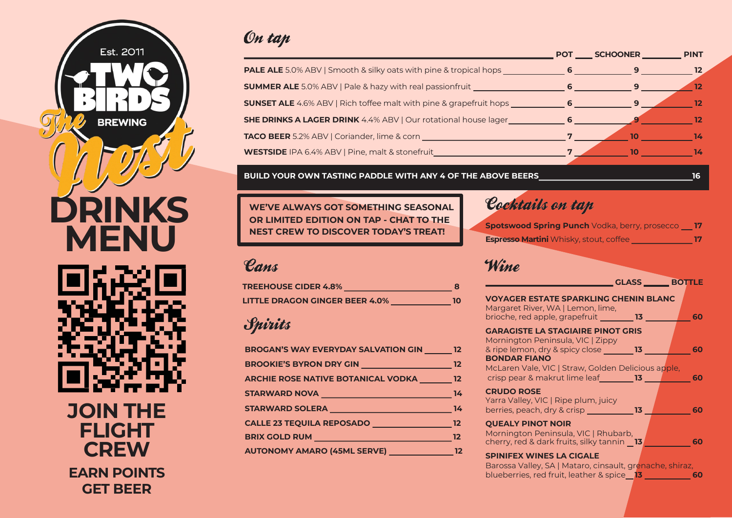Est. 2011

TWO BIRDS BREWING

The Nest

# DRINKS MENU

JOIN THE FLIGHT CREW

EARN POINTS GET BEER

## On tap

| | POT | SCHOONER | PINT |
|---|---|---|---|
| **PALE ALE** 5.0% ABV \| Smooth & silky oats with pine & tropical hops | 6 | 9 | 12 |
| **SUMMER ALE** 5.0% ABV \| Pale & hazy with real passionfruit | 6 | 9 | 12 |
| **SUNSET ALE** 4.6% ABV \| Rich toffee malt with pine & grapefruit hops | 6 | 9 | 12 |
| **SHE DRINKS A LAGER DRINK** 4.4% ABV \| Our rotational house lager | 6 | 9 | 12 |
| **TACO BEER** 5.2% ABV \| Coriander, lime & corn | 7 | 10 | 14 |
| **WESTSIDE** IPA 6.4% ABV \| Pine, malt & stonefruit | 7 | 10 | 14 |

**BUILD YOUR OWN TASTING PADDLE WITH ANY 4 OF THE ABOVE BEERS** 16

**WE'VE ALWAYS GOT SOMETHING SEASONAL OR LIMITED EDITION ON TAP - CHAT TO THE NEST CREW TO DISCOVER TODAY'S TREAT!**

## Cans

| | |
|---|---|
| **TREEHOUSE CIDER 4.8%** | 8 |
| **LITTLE DRAGON GINGER BEER 4.0%** | 10 |

## Spirits

| | |
|---|---|
| **BROGAN'S WAY EVERYDAY SALVATION GIN** | 12 |
| **BROOKIE'S BYRON DRY GIN** | 12 |
| **ARCHIE ROSE NATIVE BOTANICAL VODKA** | 12 |
| **STARWARD NOVA** | 14 |
| **STARWARD SOLERA** | 14 |
| **CALLE 23 TEQUILA REPOSADO** | 12 |
| **BRIX GOLD RUM** | 12 |
| **AUTONOMY AMARO (45ML SERVE)** | 12 |

## Cocktails on tap

| | |
|---|---|
| **Spotswood Spring Punch** Vodka, berry, prosecco | 17 |
| **Espresso Martini** Whisky, stout, coffee | 17 |

## Wine

| | GLASS | BOTTLE |
|---|---|---|
| **VOYAGER ESTATE SPARKLING CHENIN BLANC** Margaret River, WA \| Lemon, lime, brioche, red apple, grapefruit | 13 | 60 |
| **GARAGISTE LA STAGIAIRE PINOT GRIS** Mornington Peninsula, VIC \| Zippy & ripe lemon, dry & spicy close | 13 | 60 |
| **BONDAR FIANO** McLaren Vale, VIC \| Straw, Golden Delicious apple, crisp pear & makrut lime leaf | 13 | 60 |
| **CRUDO ROSE** Yarra Valley, VIC \| Ripe plum, juicy berries, peach, dry & crisp | 13 | 60 |
| **QUEALY PINOT NOIR** Mornington Peninsula, VIC \| Rhubarb, cherry, red & dark fruits, silky tannin | 13 | 60 |
| **SPINIFEX WINES LA CIGALE** Barossa Valley, SA \| Mataro, cinsault, grenache, shiraz, blueberries, red fruit, leather & spice | 13 | 60 |